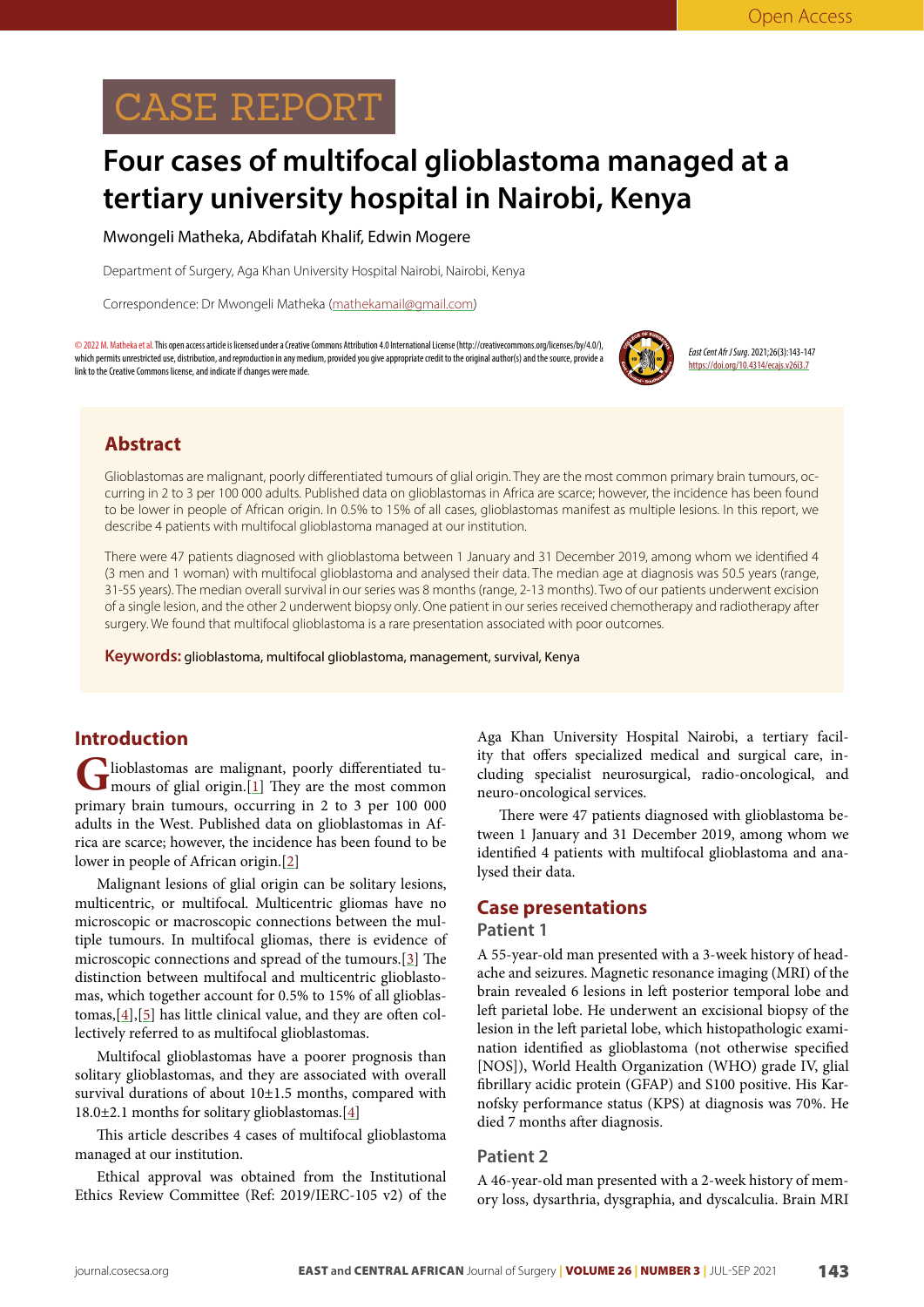CASE REPORT

# Four cases of multifocal glioblastoma managed at a tertiary university hospital in Nairobi, Kenya

Mwongeli Matheka, Abdifatah Khalif, Edwin Mogere

Department of Surgery, Aga Khan University Hospital Nairobi, Nairobi, Kenya

Correspondence: Dr Mwongeli Matheka (mathekamail@gmail.com)

© 2022 M. Matheka et al. This open access article is licensed under a Creative Commons Attribution 4.0 International License (http://creativecommons.org/licenses/by/4.0/), which permits unrestricted use, distribution, and reproduction in any medium, provided you give appropriate credit to the original author(s) and the source, provide a link to the Creative Commons license, and indicate if changes were made.

*East Cent Afr J Surg.* 2021;26(3):143-147
https://doi.org/10.4314/ecajs.v26i3.7

## Abstract

Glioblastomas are malignant, poorly differentiated tumours of glial origin. They are the most common primary brain tumours, occurring in 2 to 3 per 100 000 adults. Published data on glioblastomas in Africa are scarce; however, the incidence has been found to be lower in people of African origin. In 0.5% to 15% of all cases, glioblastomas manifest as multiple lesions. In this report, we describe 4 patients with multifocal glioblastoma managed at our institution.

There were 47 patients diagnosed with glioblastoma between 1 January and 31 December 2019, among whom we identified 4 (3 men and 1 woman) with multifocal glioblastoma and analysed their data. The median age at diagnosis was 50.5 years (range, 31-55 years). The median overall survival in our series was 8 months (range, 2-13 months). Two of our patients underwent excision of a single lesion, and the other 2 underwent biopsy only. One patient in our series received chemotherapy and radiotherapy after surgery. We found that multifocal glioblastoma is a rare presentation associated with poor outcomes.

**Keywords:** glioblastoma, multifocal glioblastoma, management, survival, Kenya

## Introduction

Glioblastomas are malignant, poorly differentiated tumours of glial origin.[1] They are the most common primary brain tumours, occurring in 2 to 3 per 100 000 adults in the West. Published data on glioblastomas in Africa are scarce; however, the incidence has been found to be lower in people of African origin.[2]

Malignant lesions of glial origin can be solitary lesions, multicentric, or multifocal. Multicentric gliomas have no microscopic or macroscopic connections between the multiple tumours. In multifocal gliomas, there is evidence of microscopic connections and spread of the tumours.[3] The distinction between multifocal and multicentric glioblastomas, which together account for 0.5% to 15% of all glioblastomas,[4],[5] has little clinical value, and they are often collectively referred to as multifocal glioblastomas.

Multifocal glioblastomas have a poorer prognosis than solitary glioblastomas, and they are associated with overall survival durations of about 10±1.5 months, compared with 18.0±2.1 months for solitary glioblastomas.[4]

This article describes 4 cases of multifocal glioblastoma managed at our institution.

Ethical approval was obtained from the Institutional Ethics Review Committee (Ref: 2019/IERC-105 v2) of the Aga Khan University Hospital Nairobi, a tertiary facility that offers specialized medical and surgical care, including specialist neurosurgical, radio-oncological, and neuro-oncological services.

There were 47 patients diagnosed with glioblastoma between 1 January and 31 December 2019, among whom we identified 4 patients with multifocal glioblastoma and analysed their data.

## Case presentations

### Patient 1

A 55-year-old man presented with a 3-week history of headache and seizures. Magnetic resonance imaging (MRI) of the brain revealed 6 lesions in left posterior temporal lobe and left parietal lobe. He underwent an excisional biopsy of the lesion in the left parietal lobe, which histopathologic examination identified as glioblastoma (not otherwise specified [NOS]), World Health Organization (WHO) grade IV, glial fibrillary acidic protein (GFAP) and S100 positive. His Karnofsky performance status (KPS) at diagnosis was 70%. He died 7 months after diagnosis.

### Patient 2

A 46-year-old man presented with a 2-week history of memory loss, dysarthria, dysgraphia, and dyscalculia. Brain MRI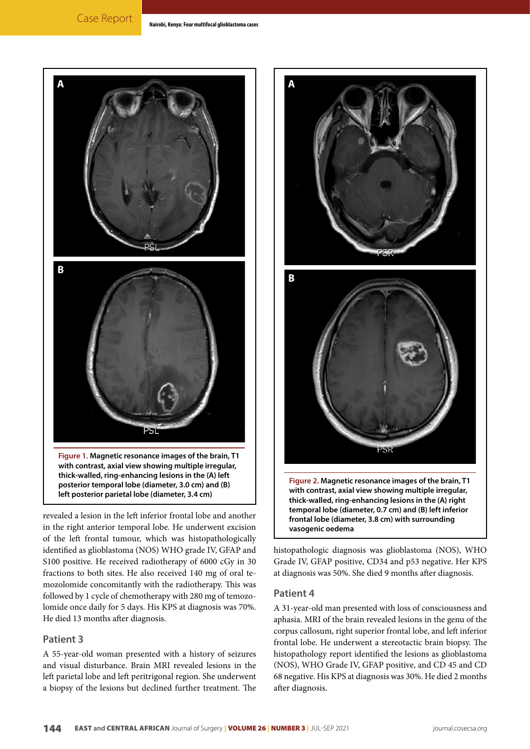Figure 1. Magnetic resonance images of the brain, T1 with contrast, axial view showing multiple irregular, thick-walled, ring-enhancing lesions in the (A) left posterior temporal lobe (diameter, 3.0 cm) and (B) left posterior parietal lobe (diameter, 3.4 cm)

revealed a lesion in the left inferior frontal lobe and another in the right anterior temporal lobe. He underwent excision of the left frontal tumour, which was histopathologically identified as glioblastoma (NOS) WHO grade IV, GFAP and S100 positive. He received radiotherapy of 6000 cGy in 30 fractions to both sites. He also received 140 mg of oral temozolomide concomitantly with the radiotherapy. This was followed by 1 cycle of chemotherapy with 280 mg of temozolomide once daily for 5 days. His KPS at diagnosis was 70%. He died 13 months after diagnosis.

## Patient 3

A 55-year-old woman presented with a history of seizures and visual disturbance. Brain MRI revealed lesions in the left parietal lobe and left peritrigonal region. She underwent a biopsy of the lesions but declined further treatment. The histopathologic diagnosis was glioblastoma (NOS), WHO Grade IV, GFAP positive, CD34 and p53 negative. Her KPS at diagnosis was 50%. She died 9 months after diagnosis.

Figure 2. Magnetic resonance images of the brain, T1 with contrast, axial view showing multiple irregular, thick-walled, ring-enhancing lesions in the (A) right temporal lobe (diameter, 0.7 cm) and (B) left inferior frontal lobe (diameter, 3.8 cm) with surrounding vasogenic oedema

## Patient 4

A 31-year-old man presented with loss of consciousness and aphasia. MRI of the brain revealed lesions in the genu of the corpus callosum, right superior frontal lobe, and left inferior frontal lobe. He underwent a stereotactic brain biopsy. The histopathology report identified the lesions as glioblastoma (NOS), WHO Grade IV, GFAP positive, and CD 45 and CD 68 negative. His KPS at diagnosis was 30%. He died 2 months after diagnosis.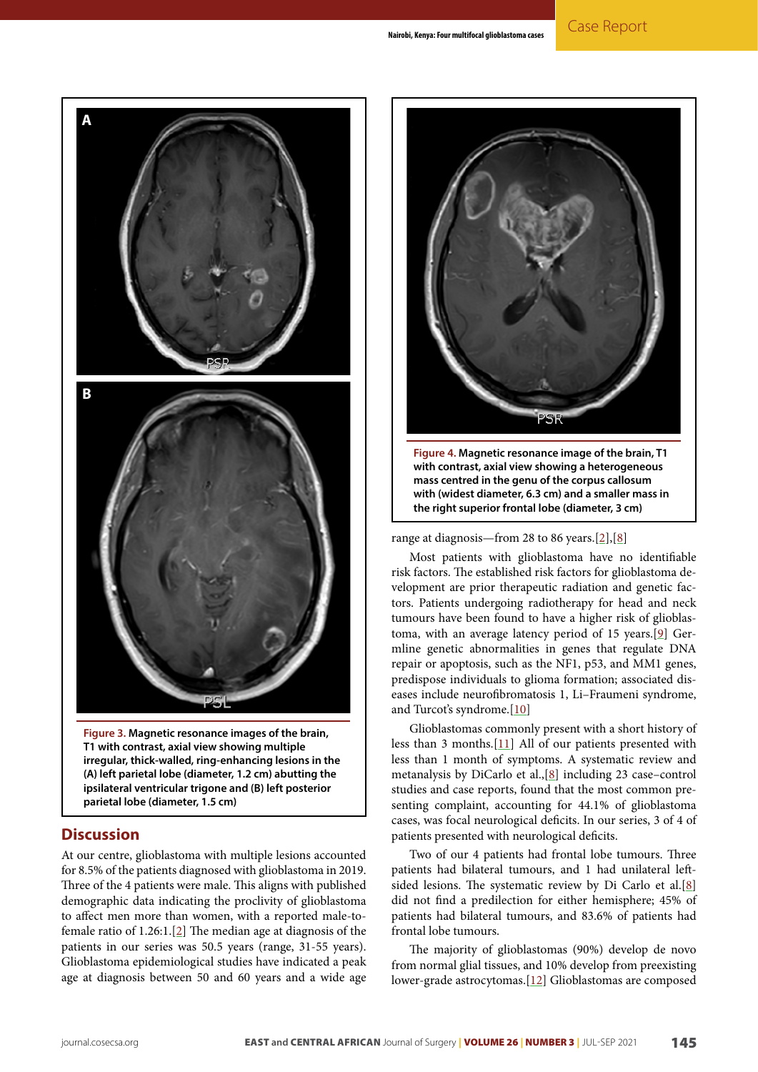Figure 3. Magnetic resonance images of the brain, T1 with contrast, axial view showing multiple irregular, thick-walled, ring-enhancing lesions in the (A) left parietal lobe (diameter, 1.2 cm) abutting the ipsilateral ventricular trigone and (B) left posterior parietal lobe (diameter, 1.5 cm)

Figure 4. Magnetic resonance image of the brain, T1 with contrast, axial view showing a heterogeneous mass centred in the genu of the corpus callosum with (widest diameter, 6.3 cm) and a smaller mass in the right superior frontal lobe (diameter, 3 cm)

## Discussion

At our centre, glioblastoma with multiple lesions accounted for 8.5% of the patients diagnosed with glioblastoma in 2019. Three of the 4 patients were male. This aligns with published demographic data indicating the proclivity of glioblastoma to affect men more than women, with a reported male-to-female ratio of 1.26:1.[2] The median age at diagnosis of the patients in our series was 50.5 years (range, 31-55 years). Glioblastoma epidemiological studies have indicated a peak age at diagnosis between 50 and 60 years and a wide age range at diagnosis—from 28 to 86 years.[2],[8]

Most patients with glioblastoma have no identifiable risk factors. The established risk factors for glioblastoma development are prior therapeutic radiation and genetic factors. Patients undergoing radiotherapy for head and neck tumours have been found to have a higher risk of glioblastoma, with an average latency period of 15 years.[9] Germline genetic abnormalities in genes that regulate DNA repair or apoptosis, such as the NF1, p53, and MM1 genes, predispose individuals to glioma formation; associated diseases include neurofibromatosis 1, Li–Fraumeni syndrome, and Turcot's syndrome.[10]

Glioblastomas commonly present with a short history of less than 3 months.[11] All of our patients presented with less than 1 month of symptoms. A systematic review and metanalysis by DiCarlo et al.,[8] including 23 case–control studies and case reports, found that the most common presenting complaint, accounting for 44.1% of glioblastoma cases, was focal neurological deficits. In our series, 3 of 4 of patients presented with neurological deficits.

Two of our 4 patients had frontal lobe tumours. Three patients had bilateral tumours, and 1 had unilateral left-sided lesions. The systematic review by Di Carlo et al.[8] did not find a predilection for either hemisphere; 45% of patients had bilateral tumours, and 83.6% of patients had frontal lobe tumours.

The majority of glioblastomas (90%) develop de novo from normal glial tissues, and 10% develop from preexisting lower-grade astrocytomas.[12] Glioblastomas are composed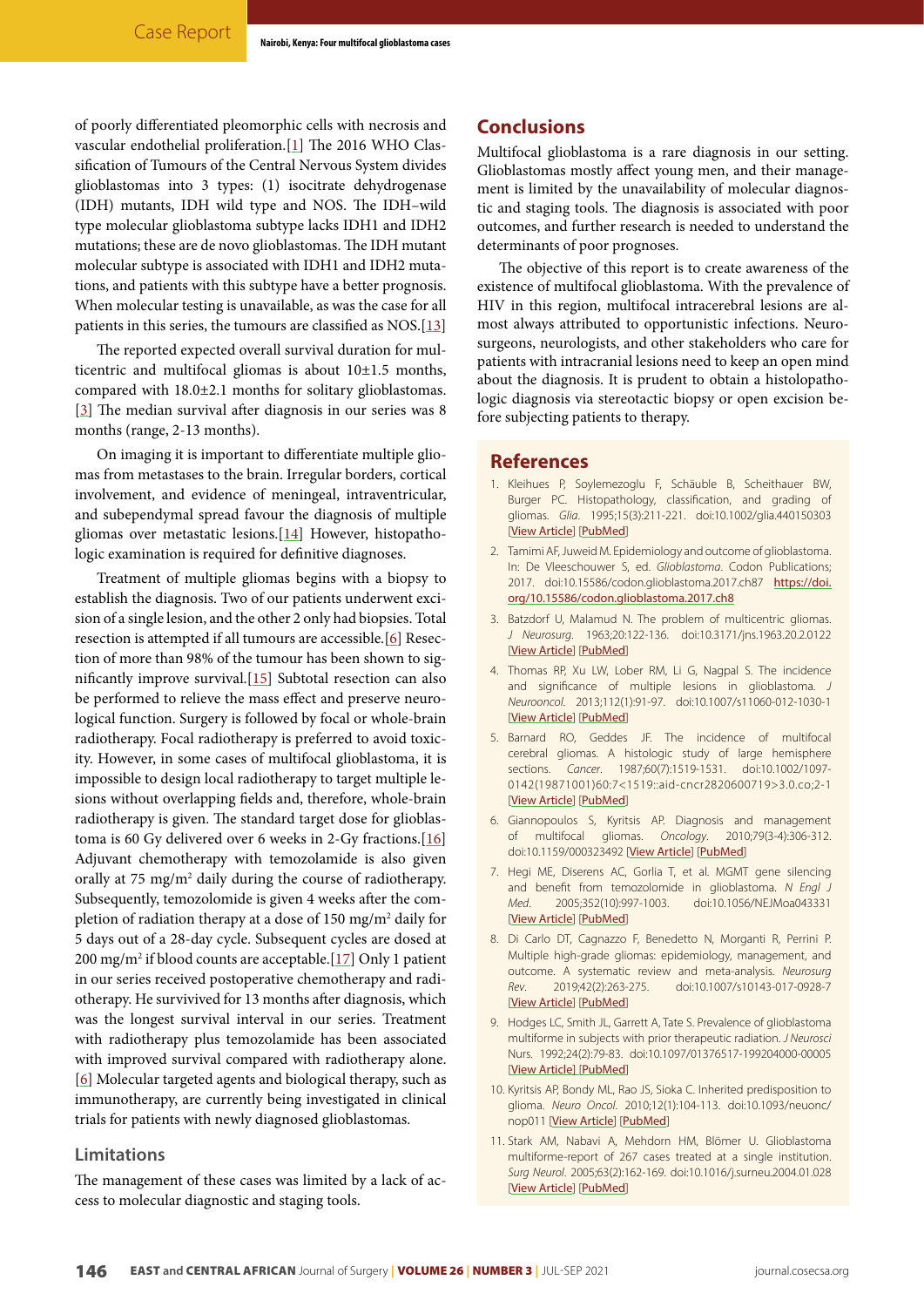of poorly differentiated pleomorphic cells with necrosis and vascular endothelial proliferation.[1] The 2016 WHO Classification of Tumours of the Central Nervous System divides glioblastomas into 3 types: (1) isocitrate dehydrogenase (IDH) mutants, IDH wild type and NOS. The IDH–wild type molecular glioblastoma subtype lacks IDH1 and IDH2 mutations; these are de novo glioblastomas. The IDH mutant molecular subtype is associated with IDH1 and IDH2 mutations, and patients with this subtype have a better prognosis. When molecular testing is unavailable, as was the case for all patients in this series, the tumours are classified as NOS.[13]

The reported expected overall survival duration for multicentric and multifocal gliomas is about 10±1.5 months, compared with 18.0±2.1 months for solitary glioblastomas.[3] The median survival after diagnosis in our series was 8 months (range, 2-13 months).

On imaging it is important to differentiate multiple gliomas from metastases to the brain. Irregular borders, cortical involvement, and evidence of meningeal, intraventricular, and subependymal spread favour the diagnosis of multiple gliomas over metastatic lesions.[14] However, histopathologic examination is required for definitive diagnoses.

Treatment of multiple gliomas begins with a biopsy to establish the diagnosis. Two of our patients underwent excision of a single lesion, and the other 2 only had biopsies. Total resection is attempted if all tumours are accessible.[6] Resection of more than 98% of the tumour has been shown to significantly improve survival.[15] Subtotal resection can also be performed to relieve the mass effect and preserve neurological function. Surgery is followed by focal or whole-brain radiotherapy. Focal radiotherapy is preferred to avoid toxicity. However, in some cases of multifocal glioblastoma, it is impossible to design local radiotherapy to target multiple lesions without overlapping fields and, therefore, whole-brain radiotherapy is given. The standard target dose for glioblastoma is 60 Gy delivered over 6 weeks in 2-Gy fractions.[16] Adjuvant chemotherapy with temozolomide is also given orally at 75 mg/m$^2$ daily during the course of radiotherapy. Subsequently, temozolomide is given 4 weeks after the completion of radiation therapy at a dose of 150 mg/m$^2$ daily for 5 days out of a 28-day cycle. Subsequent cycles are dosed at 200 mg/m$^2$ if blood counts are acceptable.[17] Only 1 patient in our series received postoperative chemotherapy and radiotherapy. He survivived for 13 months after diagnosis, which was the longest survival interval in our series. Treatment with radiotherapy plus temozolamide has been associated with improved survival compared with radiotherapy alone.[6] Molecular targeted agents and biological therapy, such as immunotherapy, are currently being investigated in clinical trials for patients with newly diagnosed glioblastomas.

### Limitations

The management of these cases was limited by a lack of access to molecular diagnostic and staging tools.

## Conclusions

Multifocal glioblastoma is a rare diagnosis in our setting. Glioblastomas mostly affect young men, and their management is limited by the unavailability of molecular diagnostic and staging tools. The diagnosis is associated with poor outcomes, and further research is needed to understand the determinants of poor prognoses.

The objective of this report is to create awareness of the existence of multifocal glioblastoma. With the prevalence of HIV in this region, multifocal intracerebral lesions are almost always attributed to opportunistic infections. Neurosurgeons, neurologists, and other stakeholders who care for patients with intracranial lesions need to keep an open mind about the diagnosis. It is prudent to obtain a histopathologic diagnosis via stereotactic biopsy or open excision before subjecting patients to therapy.

## References

1. Kleihues P, Soylemezoglu F, Schäuble B, Scheithauer BW, Burger PC. Histopathology, classification, and grading of gliomas. *Glia*. 1995;15(3):211-221. doi:10.1002/glia.440150303 [View Article] [PubMed]
2. Tamimi AF, Juweid M. Epidemiology and outcome of glioblastoma. In: De Vleeschouwer S, ed. *Glioblastoma*. Codon Publications; 2017. doi:10.15586/codon.glioblastoma.2017.ch87 https://doi.org/10.15586/codon.glioblastoma.2017.ch8
3. Batzdorf U, Malamud N. The problem of multicentric gliomas. *J Neurosurg*. 1963;20:122-136. doi:10.3171/jns.1963.20.2.0122 [View Article] [PubMed]
4. Thomas RP, Xu LW, Lober RM, Li G, Nagpal S. The incidence and significance of multiple lesions in glioblastoma. *J Neurooncol*. 2013;112(1):91-97. doi:10.1007/s11060-012-1030-1 [View Article] [PubMed]
5. Barnard RO, Geddes JF. The incidence of multifocal cerebral gliomas. A histologic study of large hemisphere sections. *Cancer*. 1987;60(7):1519-1531. doi:10.1002/1097-0142(19871001)60:7<1519::aid-cncr2820600719>3.0.co;2-1 [View Article] [PubMed]
6. Giannopoulos S, Kyritsis AP. Diagnosis and management of multifocal gliomas. *Oncology*. 2010;79(3-4):306-312. doi:10.1159/000323492 [View Article] [PubMed]
7. Hegi ME, Diserens AC, Gorlia T, et al. MGMT gene silencing and benefit from temozolomide in glioblastoma. *N Engl J Med*. 2005;352(10):997-1003. doi:10.1056/NEJMoa043331 [View Article] [PubMed]
8. Di Carlo DT, Cagnazzo F, Benedetto N, Morganti R, Perrini P. Multiple high-grade gliomas: epidemiology, management, and outcome. A systematic review and meta-analysis. *Neurosurg Rev*. 2019;42(2):263-275. doi:10.1007/s10143-017-0928-7 [View Article] [PubMed]
9. Hodges LC, Smith JL, Garrett A, Tate S. Prevalence of glioblastoma multiforme in subjects with prior therapeutic radiation. *J Neurosci Nurs*. 1992;24(2):79-83. doi:10.1097/01376517-199204000-00005 [View Article] [PubMed]
10. Kyritsis AP, Bondy ML, Rao JS, Sioka C. Inherited predisposition to glioma. *Neuro Oncol*. 2010;12(1):104-113. doi:10.1093/neuonc/nop011 [View Article] [PubMed]
11. Stark AM, Nabavi A, Mehdorn HM, Blömer U. Glioblastoma multiforme-report of 267 cases treated at a single institution. *Surg Neurol*. 2005;63(2):162-169. doi:10.1016/j.surneu.2004.01.028 [View Article] [PubMed]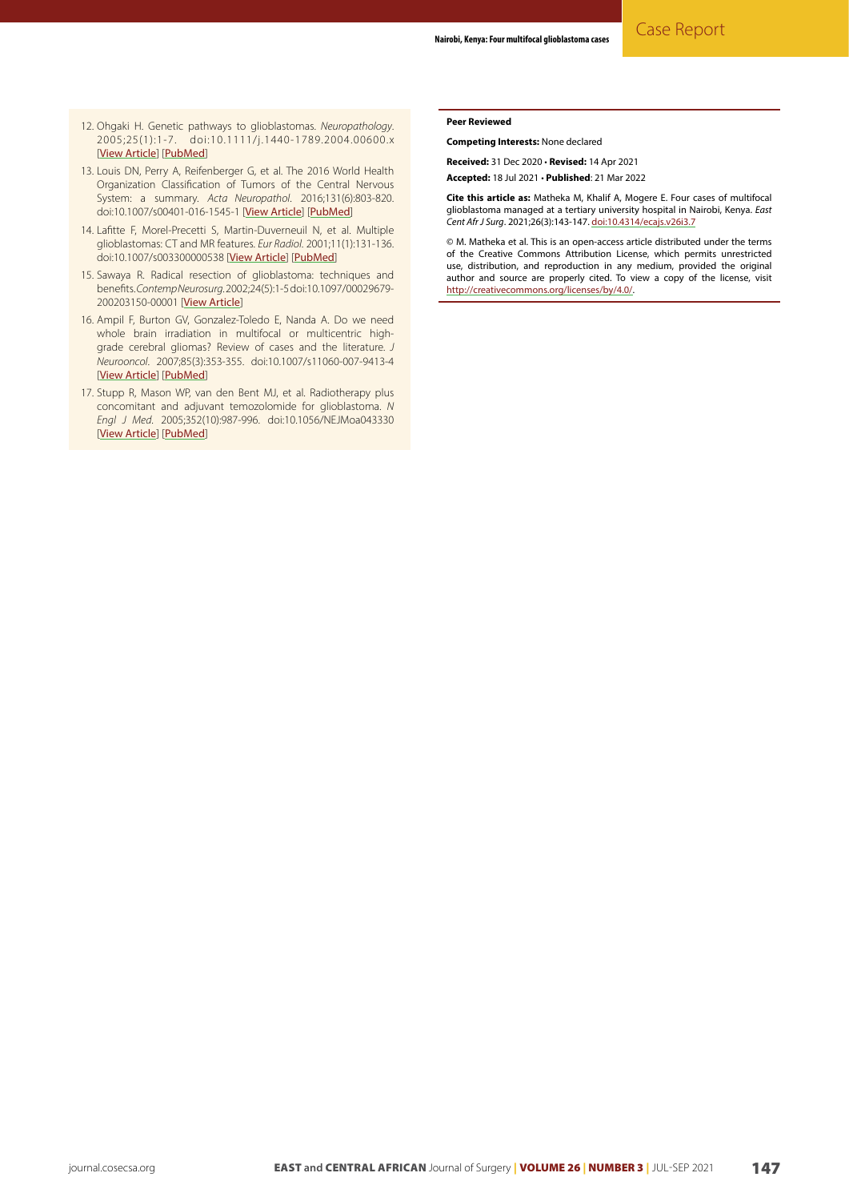12. Ohgaki H. Genetic pathways to glioblastomas. *Neuropathology*. 2005;25(1):1-7. doi:10.1111/j.1440-1789.2004.00600.x [View Article] [PubMed]
13. Louis DN, Perry A, Reifenberger G, et al. The 2016 World Health Organization Classification of Tumors of the Central Nervous System: a summary. *Acta Neuropathol*. 2016;131(6):803-820. doi:10.1007/s00401-016-1545-1 [View Article] [PubMed]
14. Lafitte F, Morel-Precetti S, Martin-Duverneuil N, et al. Multiple glioblastomas: CT and MR features. *Eur Radiol*. 2001;11(1):131-136. doi:10.1007/s003300000538 [View Article] [PubMed]
15. Sawaya R. Radical resection of glioblastoma: techniques and benefits. *Contemp Neurosurg*. 2002;24(5):1-5 doi:10.1097/00029679-200203150-00001 [View Article]
16. Ampil F, Burton GV, Gonzalez-Toledo E, Nanda A. Do we need whole brain irradiation in multifocal or multicentric high-grade cerebral gliomas? Review of cases and the literature. *J Neurooncol*. 2007;85(3):353-355. doi:10.1007/s11060-007-9413-4 [View Article] [PubMed]
17. Stupp R, Mason WP, van den Bent MJ, et al. Radiotherapy plus concomitant and adjuvant temozolomide for glioblastoma. *N Engl J Med*. 2005;352(10):987-996. doi:10.1056/NEJMoa043330 [View Article] [PubMed]

**Peer Reviewed**

**Competing Interests:** None declared

**Received:** 31 Dec 2020 • **Revised:** 14 Apr 2021

**Accepted:** 18 Jul 2021 • **Published**: 21 Mar 2022

**Cite this article as:** Matheka M, Khalif A, Mogere E. Four cases of multifocal glioblastoma managed at a tertiary university hospital in Nairobi, Kenya. *East Cent Afr J Surg*. 2021;26(3):143-147. doi:10.4314/ecajs.v26i3.7

© M. Matheka et al. This is an open-access article distributed under the terms of the Creative Commons Attribution License, which permits unrestricted use, distribution, and reproduction in any medium, provided the original author and source are properly cited. To view a copy of the license, visit http://creativecommons.org/licenses/by/4.0/.